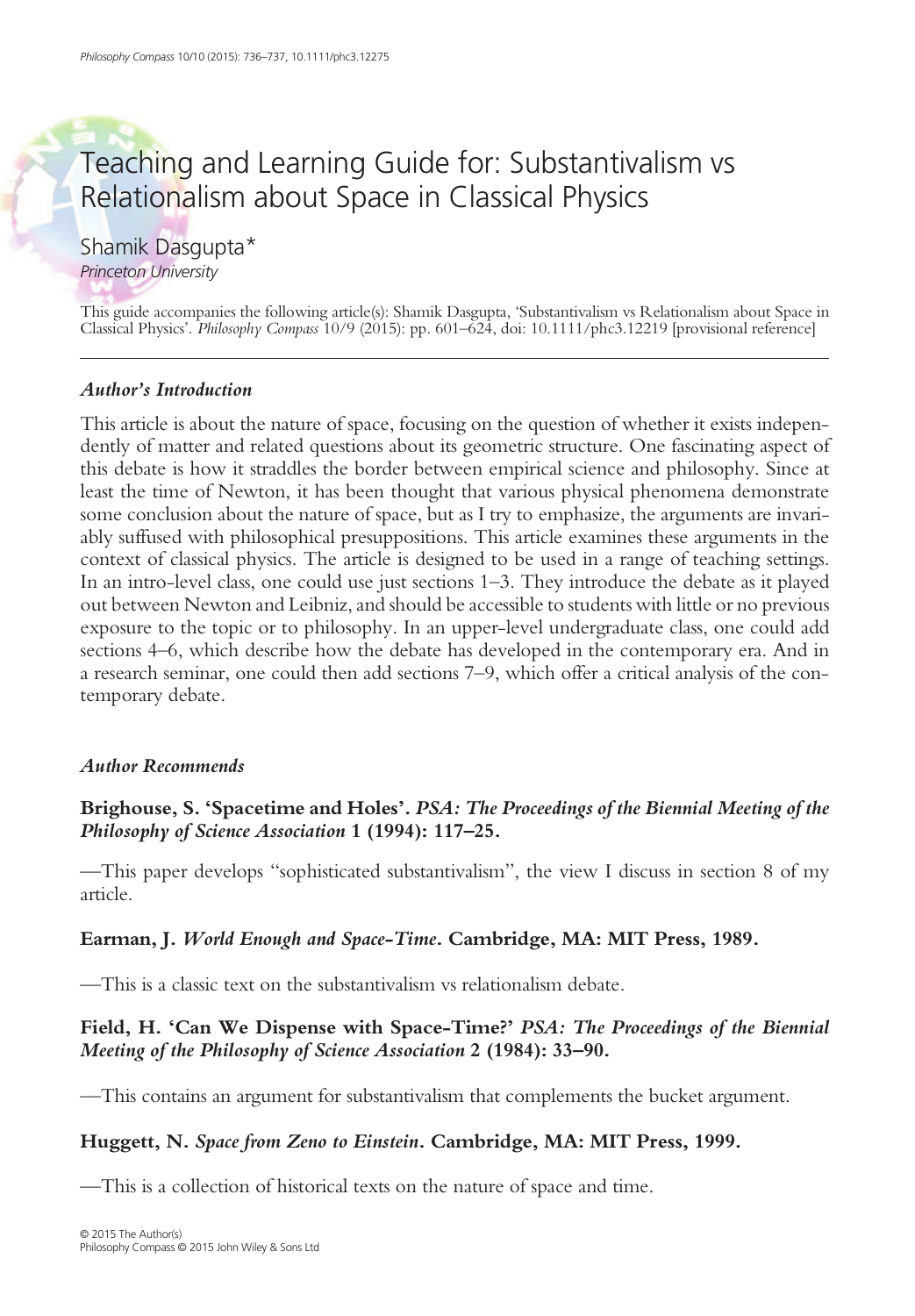# Teaching and Learning Guide for: Substantivalism vs Relationalism about Space in Classical Physics

Shamik Dasgupta*
*Princeton University*

This guide accompanies the following article(s): Shamik Dasgupta, 'Substantivalism vs Relationalism about Space in Classical Physics'. *Philosophy Compass* 10/9 (2015): pp. 601–624, doi: 10.1111/phc3.12219 [provisional reference]

---

### *Author's Introduction*

This article is about the nature of space, focusing on the question of whether it exists independently of matter and related questions about its geometric structure. One fascinating aspect of this debate is how it straddles the border between empirical science and philosophy. Since at least the time of Newton, it has been thought that various physical phenomena demonstrate some conclusion about the nature of space, but as I try to emphasize, the arguments are invariably suffused with philosophical presuppositions. This article examines these arguments in the context of classical physics. The article is designed to be used in a range of teaching settings. In an intro-level class, one could use just sections 1–3. They introduce the debate as it played out between Newton and Leibniz, and should be accessible to students with little or no previous exposure to the topic or to philosophy. In an upper-level undergraduate class, one could add sections 4–6, which describe how the debate has developed in the contemporary era. And in a research seminar, one could then add sections 7–9, which offer a critical analysis of the contemporary debate.

### *Author Recommends*

**Brighouse, S. 'Spacetime and Holes'. *PSA: The Proceedings of the Biennial Meeting of the Philosophy of Science Association* 1 (1994): 117–25.**

—This paper develops "sophisticated substantivalism", the view I discuss in section 8 of my article.

**Earman, J. *World Enough and Space-Time*. Cambridge, MA: MIT Press, 1989.**

—This is a classic text on the substantivalism vs relationalism debate.

**Field, H. 'Can We Dispense with Space-Time?' *PSA: The Proceedings of the Biennial Meeting of the Philosophy of Science Association* 2 (1984): 33–90.**

—This contains an argument for substantivalism that complements the bucket argument.

**Huggett, N. *Space from Zeno to Einstein*. Cambridge, MA: MIT Press, 1999.**

—This is a collection of historical texts on the nature of space and time.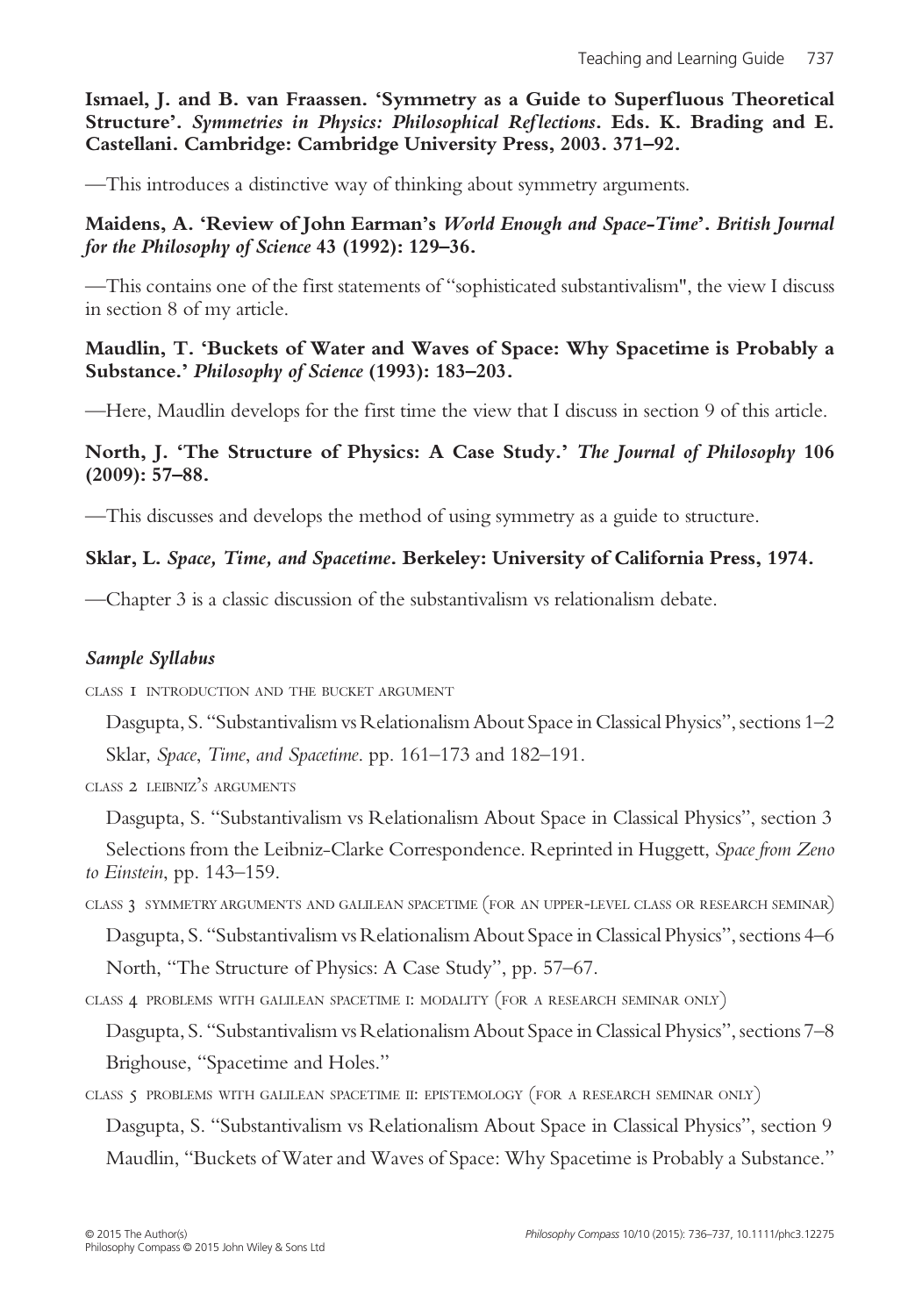**Ismael, J. and B. van Fraassen. 'Symmetry as a Guide to Superfluous Theoretical Structure'. *Symmetries in Physics: Philosophical Reflections*. Eds. K. Brading and E. Castellani. Cambridge: Cambridge University Press, 2003. 371–92.**

—This introduces a distinctive way of thinking about symmetry arguments.

**Maidens, A. 'Review of John Earman's *World Enough and Space-Time*'. *British Journal for the Philosophy of Science* 43 (1992): 129–36.**

—This contains one of the first statements of "sophisticated substantivalism", the view I discuss in section 8 of my article.

**Maudlin, T. 'Buckets of Water and Waves of Space: Why Spacetime is Probably a Substance.' *Philosophy of Science* (1993): 183–203.**

—Here, Maudlin develops for the first time the view that I discuss in section 9 of this article.

**North, J. 'The Structure of Physics: A Case Study.' *The Journal of Philosophy* 106 (2009): 57–88.**

—This discusses and develops the method of using symmetry as a guide to structure.

**Sklar, L. *Space, Time, and Spacetime*. Berkeley: University of California Press, 1974.**

—Chapter 3 is a classic discussion of the substantivalism vs relationalism debate.

### *Sample Syllabus*

CLASS 1 INTRODUCTION AND THE BUCKET ARGUMENT

Dasgupta, S. "Substantivalism vs Relationalism About Space in Classical Physics", sections 1–2

Sklar, *Space*, *Time*, *and Spacetime*. pp. 161–173 and 182–191.

CLASS 2 LEIBNIZ'S ARGUMENTS

Dasgupta, S. "Substantivalism vs Relationalism About Space in Classical Physics", section 3

Selections from the Leibniz-Clarke Correspondence. Reprinted in Huggett, *Space from Zeno to Einstein*, pp. 143–159.

CLASS 3 SYMMETRY ARGUMENTS AND GALILEAN SPACETIME (FOR AN UPPER-LEVEL CLASS OR RESEARCH SEMINAR)

Dasgupta, S. "Substantivalism vs Relationalism About Space in Classical Physics", sections 4–6

North, "The Structure of Physics: A Case Study", pp. 57–67.

CLASS 4 PROBLEMS WITH GALILEAN SPACETIME I: MODALITY (FOR A RESEARCH SEMINAR ONLY)

Dasgupta, S. "Substantivalism vs Relationalism About Space in Classical Physics", sections 7–8

Brighouse, "Spacetime and Holes."

CLASS 5 PROBLEMS WITH GALILEAN SPACETIME II: EPISTEMOLOGY (FOR A RESEARCH SEMINAR ONLY)

Dasgupta, S. "Substantivalism vs Relationalism About Space in Classical Physics", section 9

Maudlin, "Buckets of Water and Waves of Space: Why Spacetime is Probably a Substance."